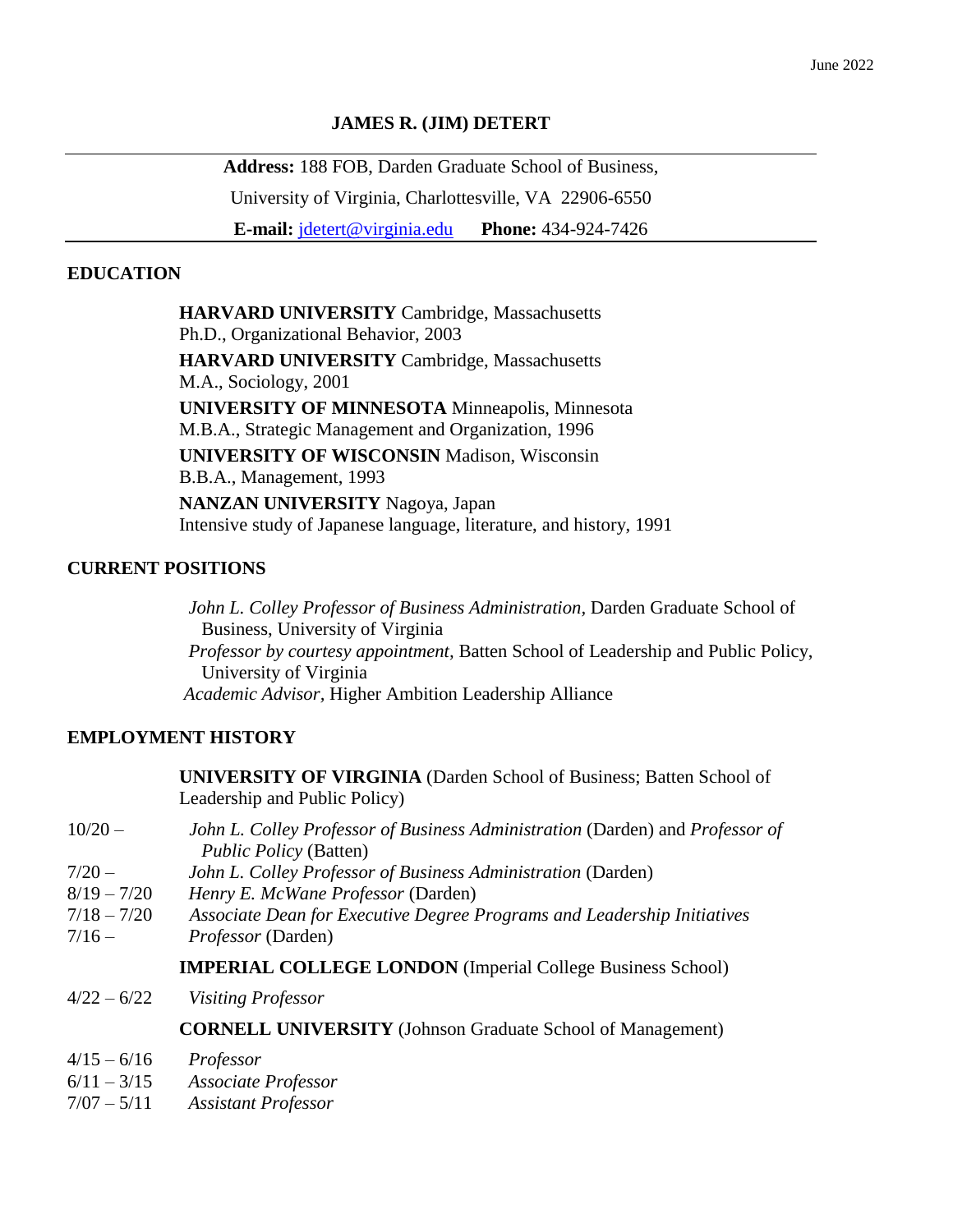June 2022

# JAMES R. (JIM) DETERT

**Address:** 188 FOB, Darden Graduate School of Business,
University of Virginia, Charlottesville, VA 22906-6550
**E-mail:** jdetert@virginia.edu **Phone:** 434-924-7426

## EDUCATION

**HARVARD UNIVERSITY** Cambridge, Massachusetts
Ph.D., Organizational Behavior, 2003

**HARVARD UNIVERSITY** Cambridge, Massachusetts
M.A., Sociology, 2001

**UNIVERSITY OF MINNESOTA** Minneapolis, Minnesota
M.B.A., Strategic Management and Organization, 1996

**UNIVERSITY OF WISCONSIN** Madison, Wisconsin
B.B.A., Management, 1993

**NANZAN UNIVERSITY** Nagoya, Japan
Intensive study of Japanese language, literature, and history, 1991

## CURRENT POSITIONS

*John L. Colley Professor of Business Administration,* Darden Graduate School of Business, University of Virginia
*Professor by courtesy appointment,* Batten School of Leadership and Public Policy, University of Virginia
*Academic Advisor*, Higher Ambition Leadership Alliance

## EMPLOYMENT HISTORY

**UNIVERSITY OF VIRGINIA** (Darden School of Business; Batten School of Leadership and Public Policy)

| | |
|---|---|
| 10/20 – | *John L. Colley Professor of Business Administration* (Darden) and *Professor of Public Policy* (Batten) |
| 7/20 – | *John L. Colley Professor of Business Administration* (Darden) |
| 8/19 – 7/20 | *Henry E. McWane Professor* (Darden) |
| 7/18 – 7/20 | *Associate Dean for Executive Degree Programs and Leadership Initiatives* |
| 7/16 – | *Professor* (Darden) |

**IMPERIAL COLLEGE LONDON** (Imperial College Business School)

| | |
|---|---|
| 4/22 – 6/22 | *Visiting Professor* |

**CORNELL UNIVERSITY** (Johnson Graduate School of Management)

| | |
|---|---|
| 4/15 – 6/16 | *Professor* |
| 6/11 – 3/15 | *Associate Professor* |
| 7/07 – 5/11 | *Assistant Professor* |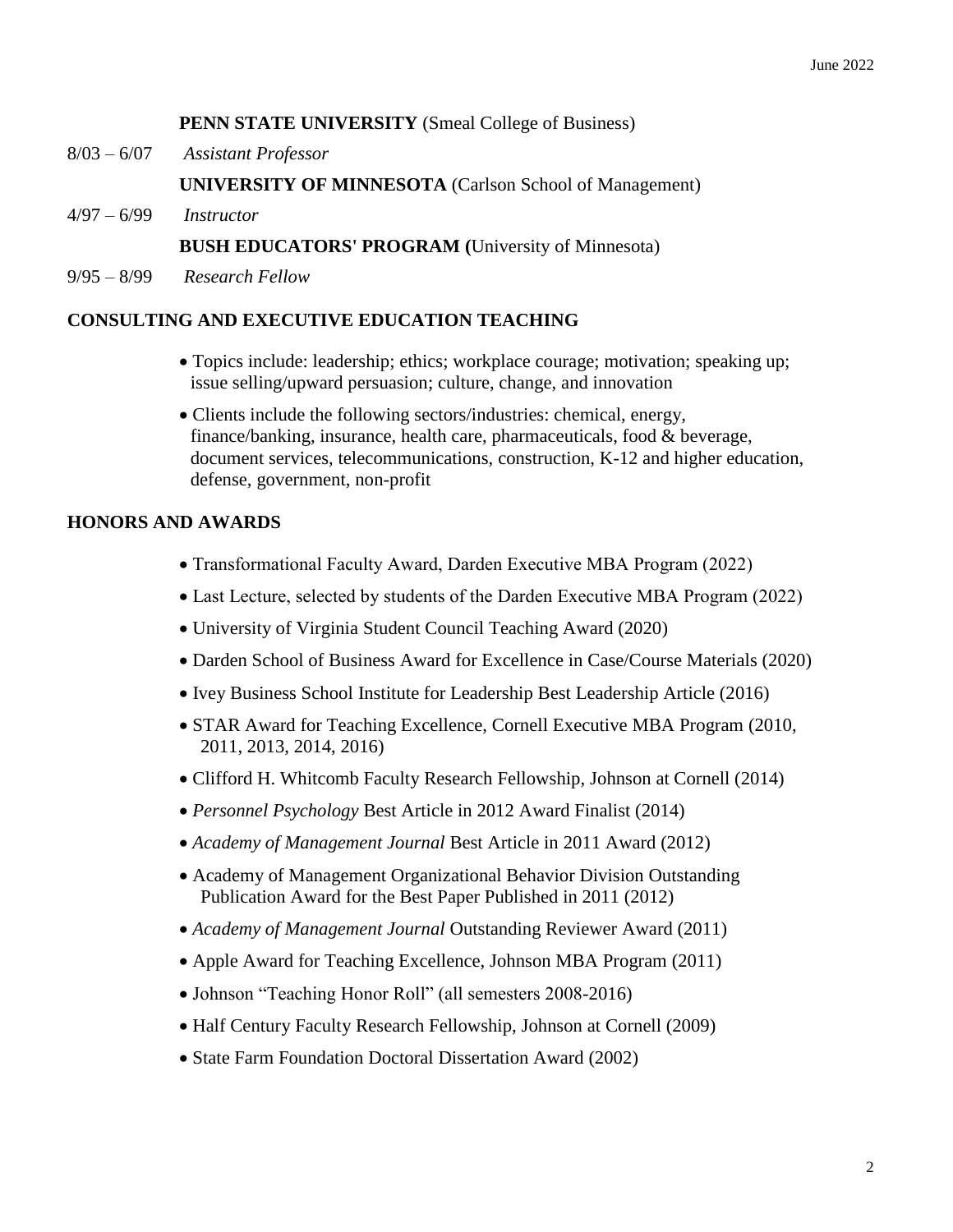**PENN STATE UNIVERSITY** (Smeal College of Business)

8/03 – 6/07 *Assistant Professor*

**UNIVERSITY OF MINNESOTA** (Carlson School of Management)

4/97 – 6/99 *Instructor*

**BUSH EDUCATORS' PROGRAM (**University of Minnesota)

9/95 – 8/99 *Research Fellow*

## CONSULTING AND EXECUTIVE EDUCATION TEACHING

- Topics include: leadership; ethics; workplace courage; motivation; speaking up; issue selling/upward persuasion; culture, change, and innovation
- Clients include the following sectors/industries: chemical, energy, finance/banking, insurance, health care, pharmaceuticals, food & beverage, document services, telecommunications, construction, K-12 and higher education, defense, government, non-profit

## HONORS AND AWARDS

- Transformational Faculty Award, Darden Executive MBA Program (2022)
- Last Lecture, selected by students of the Darden Executive MBA Program (2022)
- University of Virginia Student Council Teaching Award (2020)
- Darden School of Business Award for Excellence in Case/Course Materials (2020)
- Ivey Business School Institute for Leadership Best Leadership Article (2016)
- STAR Award for Teaching Excellence, Cornell Executive MBA Program (2010, 2011, 2013, 2014, 2016)
- Clifford H. Whitcomb Faculty Research Fellowship, Johnson at Cornell (2014)
- *Personnel Psychology* Best Article in 2012 Award Finalist (2014)
- *Academy of Management Journal* Best Article in 2011 Award (2012)
- Academy of Management Organizational Behavior Division Outstanding Publication Award for the Best Paper Published in 2011 (2012)
- *Academy of Management Journal* Outstanding Reviewer Award (2011)
- Apple Award for Teaching Excellence, Johnson MBA Program (2011)
- Johnson "Teaching Honor Roll" (all semesters 2008-2016)
- Half Century Faculty Research Fellowship, Johnson at Cornell (2009)
- State Farm Foundation Doctoral Dissertation Award (2002)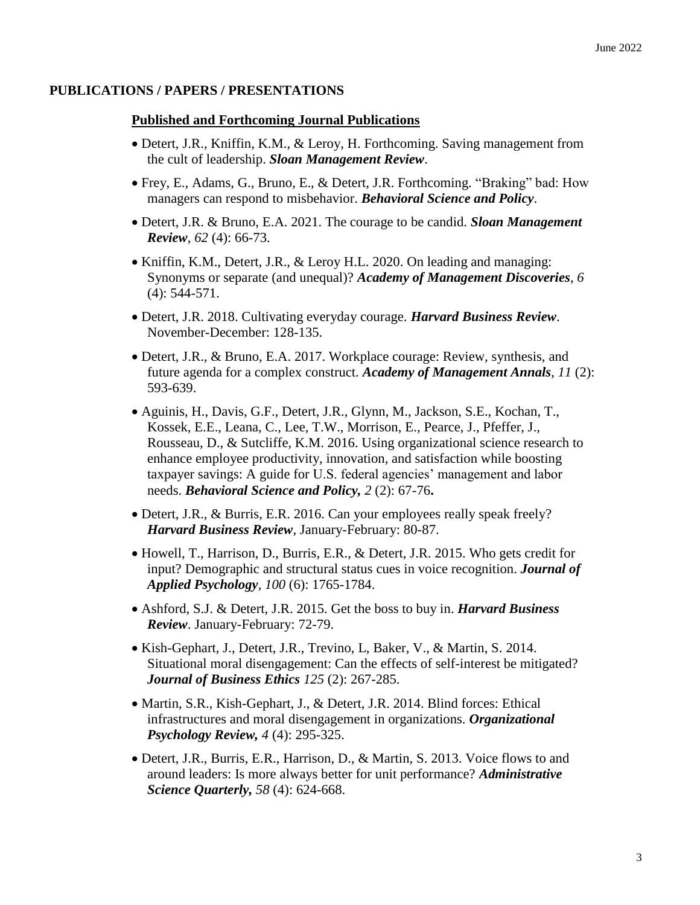## PUBLICATIONS / PAPERS / PRESENTATIONS

### Published and Forthcoming Journal Publications

- Detert, J.R., Kniffin, K.M., & Leroy, H. Forthcoming. Saving management from the cult of leadership. ***Sloan Management Review***.
- Frey, E., Adams, G., Bruno, E., & Detert, J.R. Forthcoming. "Braking" bad: How managers can respond to misbehavior. ***Behavioral Science and Policy***.
- Detert, J.R. & Bruno, E.A. 2021. The courage to be candid. ***Sloan Management Review***, *62* (4): 66-73.
- Kniffin, K.M., Detert, J.R., & Leroy H.L. 2020. On leading and managing: Synonyms or separate (and unequal)? ***Academy of Management Discoveries***, *6* (4): 544-571.
- Detert, J.R. 2018. Cultivating everyday courage. ***Harvard Business Review***. November-December: 128-135.
- Detert, J.R., & Bruno, E.A. 2017. Workplace courage: Review, synthesis, and future agenda for a complex construct. ***Academy of Management Annals***, *11* (2): 593-639.
- Aguinis, H., Davis, G.F., Detert, J.R., Glynn, M., Jackson, S.E., Kochan, T., Kossek, E.E., Leana, C., Lee, T.W., Morrison, E., Pearce, J., Pfeffer, J., Rousseau, D., & Sutcliffe, K.M. 2016. Using organizational science research to enhance employee productivity, innovation, and satisfaction while boosting taxpayer savings: A guide for U.S. federal agencies' management and labor needs. ***Behavioral Science and Policy,*** *2* (2): 67-76**.**
- Detert, J.R., & Burris, E.R. 2016. Can your employees really speak freely? ***Harvard Business Review***, January-February: 80-87.
- Howell, T., Harrison, D., Burris, E.R., & Detert, J.R. 2015. Who gets credit for input? Demographic and structural status cues in voice recognition. ***Journal of Applied Psychology***, *100* (6): 1765-1784.
- Ashford, S.J. & Detert, J.R. 2015. Get the boss to buy in. ***Harvard Business Review***. January-February: 72-79.
- Kish-Gephart, J., Detert, J.R., Trevino, L, Baker, V., & Martin, S. 2014. Situational moral disengagement: Can the effects of self-interest be mitigated? ***Journal of Business Ethics*** *125* (2): 267-285.
- Martin, S.R., Kish-Gephart, J., & Detert, J.R. 2014. Blind forces: Ethical infrastructures and moral disengagement in organizations. ***Organizational Psychology Review,*** *4* (4): 295-325.
- Detert, J.R., Burris, E.R., Harrison, D., & Martin, S. 2013. Voice flows to and around leaders: Is more always better for unit performance? ***Administrative Science Quarterly,*** *58* (4): 624-668.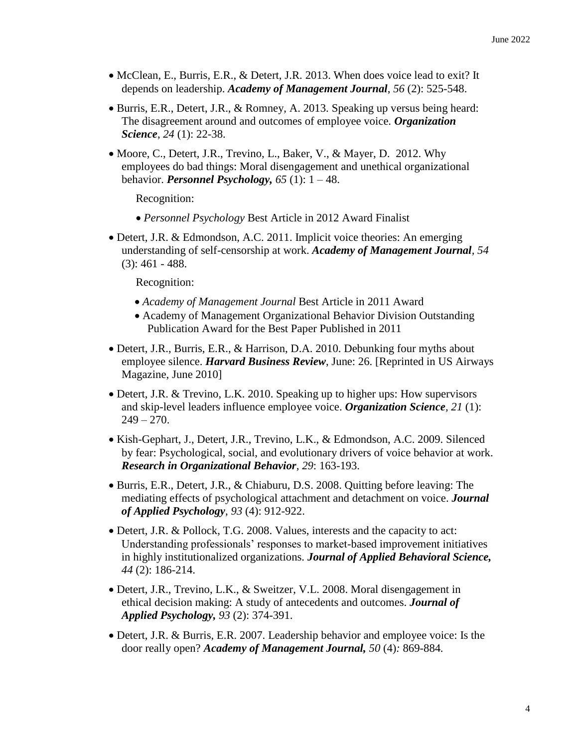- McClean, E., Burris, E.R., & Detert, J.R. 2013. When does voice lead to exit? It depends on leadership. ***Academy of Management Journal***, *56* (2): 525-548.

- Burris, E.R., Detert, J.R., & Romney, A. 2013. Speaking up versus being heard: The disagreement around and outcomes of employee voice. ***Organization Science***, *24* (1): 22-38.

- Moore, C., Detert, J.R., Trevino, L., Baker, V., & Mayer, D. 2012. Why employees do bad things: Moral disengagement and unethical organizational behavior. ***Personnel Psychology,*** *65* (1): 1 – 48.

  Recognition:

  - *Personnel Psychology* Best Article in 2012 Award Finalist

- Detert, J.R. & Edmondson, A.C. 2011. Implicit voice theories: An emerging understanding of self-censorship at work. ***Academy of Management Journal***, *54* (3): 461 - 488.

  Recognition:

  - *Academy of Management Journal* Best Article in 2011 Award
  - Academy of Management Organizational Behavior Division Outstanding Publication Award for the Best Paper Published in 2011

- Detert, J.R., Burris, E.R., & Harrison, D.A. 2010. Debunking four myths about employee silence. ***Harvard Business Review***, June: 26. [Reprinted in US Airways Magazine, June 2010]

- Detert, J.R. & Trevino, L.K. 2010. Speaking up to higher ups: How supervisors and skip-level leaders influence employee voice. ***Organization Science***, *21* (1): 249 – 270.

- Kish-Gephart, J., Detert, J.R., Trevino, L.K., & Edmondson, A.C. 2009. Silenced by fear: Psychological, social, and evolutionary drivers of voice behavior at work. ***Research in Organizational Behavior***, *29*: 163-193.

- Burris, E.R., Detert, J.R., & Chiaburu, D.S. 2008. Quitting before leaving: The mediating effects of psychological attachment and detachment on voice. ***Journal of Applied Psychology***, *93* (4): 912-922.

- Detert, J.R. & Pollock, T.G. 2008. Values, interests and the capacity to act: Understanding professionals' responses to market-based improvement initiatives in highly institutionalized organizations. ***Journal of Applied Behavioral Science,*** *44* (2): 186-214.

- Detert, J.R., Trevino, L.K., & Sweitzer, V.L. 2008. Moral disengagement in ethical decision making: A study of antecedents and outcomes. ***Journal of Applied Psychology,*** *93* (2): 374-391.

- Detert, J.R. & Burris, E.R. 2007. Leadership behavior and employee voice: Is the door really open? ***Academy of Management Journal,*** *50* (4): 869-884.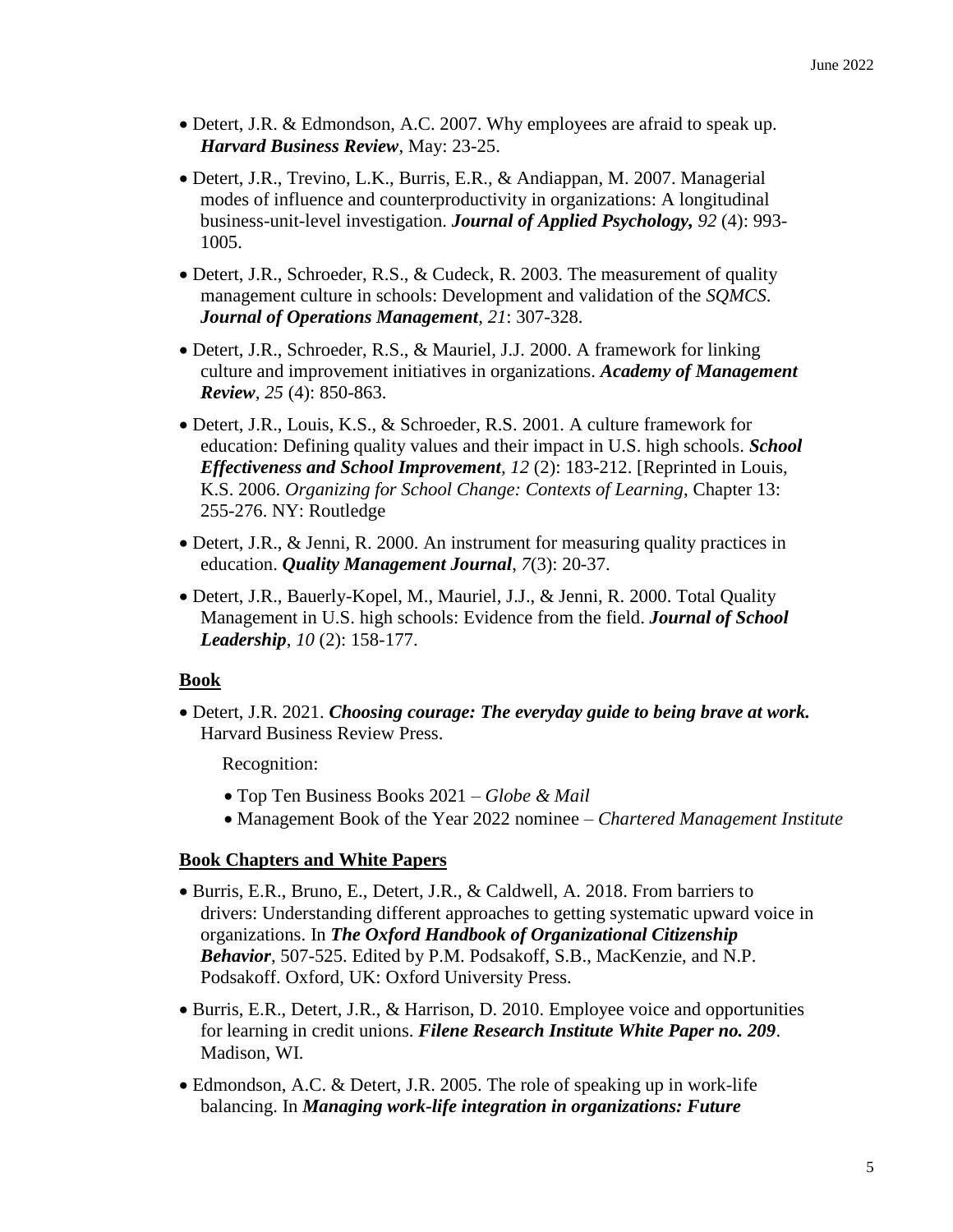- Detert, J.R. & Edmondson, A.C. 2007. Why employees are afraid to speak up. ***Harvard Business Review***, May: 23-25.

- Detert, J.R., Trevino, L.K., Burris, E.R., & Andiappan, M. 2007. Managerial modes of influence and counterproductivity in organizations: A longitudinal business-unit-level investigation. ***Journal of Applied Psychology,*** *92* (4): 993-1005.

- Detert, J.R., Schroeder, R.S., & Cudeck, R. 2003. The measurement of quality management culture in schools: Development and validation of the *SQMCS*. ***Journal of Operations Management***, *21*: 307-328.

- Detert, J.R., Schroeder, R.S., & Mauriel, J.J. 2000. A framework for linking culture and improvement initiatives in organizations. ***Academy of Management Review***, *25* (4): 850-863.

- Detert, J.R., Louis, K.S., & Schroeder, R.S. 2001. A culture framework for education: Defining quality values and their impact in U.S. high schools. ***School Effectiveness and School Improvement***, *12* (2): 183-212. [Reprinted in Louis, K.S. 2006. *Organizing for School Change: Contexts of Learning*, Chapter 13: 255-276. NY: Routledge

- Detert, J.R., & Jenni, R. 2000. An instrument for measuring quality practices in education. ***Quality Management Journal***, *7*(3): 20-37.

- Detert, J.R., Bauerly-Kopel, M., Mauriel, J.J., & Jenni, R. 2000. Total Quality Management in U.S. high schools: Evidence from the field. ***Journal of School Leadership***, *10* (2): 158-177.

## Book

- Detert, J.R. 2021. ***Choosing courage: The everyday guide to being brave at work.*** Harvard Business Review Press.

  Recognition:

  - Top Ten Business Books 2021 – *Globe & Mail*
  - Management Book of the Year 2022 nominee – *Chartered Management Institute*

## Book Chapters and White Papers

- Burris, E.R., Bruno, E., Detert, J.R., & Caldwell, A. 2018. From barriers to drivers: Understanding different approaches to getting systematic upward voice in organizations. In ***The Oxford Handbook of Organizational Citizenship Behavior***, 507-525. Edited by P.M. Podsakoff, S.B., MacKenzie, and N.P. Podsakoff. Oxford, UK: Oxford University Press.

- Burris, E.R., Detert, J.R., & Harrison, D. 2010. Employee voice and opportunities for learning in credit unions. ***Filene Research Institute White Paper no. 209***. Madison, WI.

- Edmondson, A.C. & Detert, J.R. 2005. The role of speaking up in work-life balancing. In ***Managing work-life integration in organizations: Future***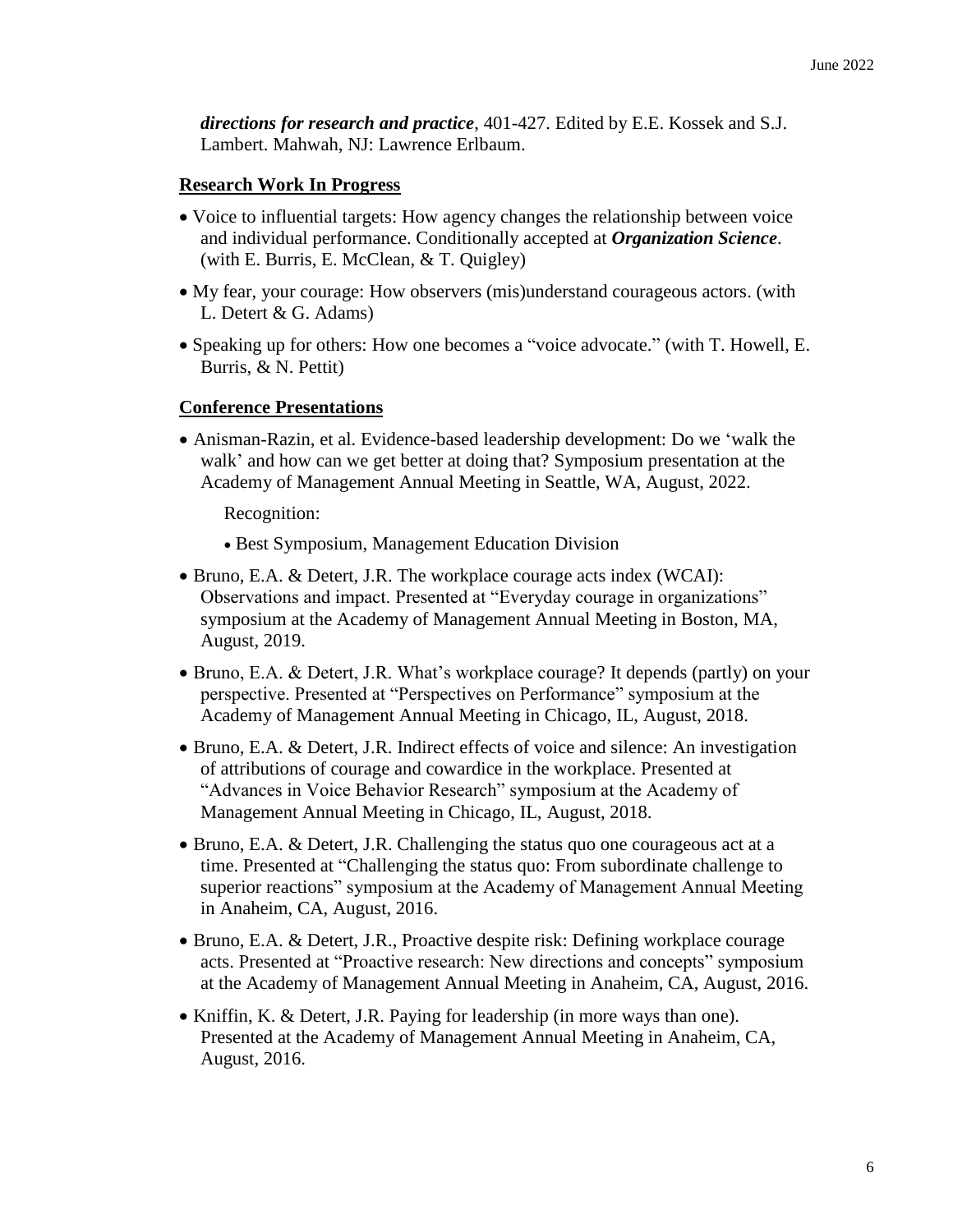***directions for research and practice***, 401-427. Edited by E.E. Kossek and S.J. Lambert. Mahwah, NJ: Lawrence Erlbaum.

## Research Work In Progress

- Voice to influential targets: How agency changes the relationship between voice and individual performance. Conditionally accepted at ***Organization Science***. (with E. Burris, E. McClean, & T. Quigley)
- My fear, your courage: How observers (mis)understand courageous actors. (with L. Detert & G. Adams)
- Speaking up for others: How one becomes a "voice advocate." (with T. Howell, E. Burris, & N. Pettit)

## Conference Presentations

- Anisman-Razin, et al. Evidence-based leadership development: Do we 'walk the walk' and how can we get better at doing that? Symposium presentation at the Academy of Management Annual Meeting in Seattle, WA, August, 2022.

  Recognition:

  - Best Symposium, Management Education Division
- Bruno, E.A. & Detert, J.R. The workplace courage acts index (WCAI): Observations and impact. Presented at "Everyday courage in organizations" symposium at the Academy of Management Annual Meeting in Boston, MA, August, 2019.
- Bruno, E.A. & Detert, J.R. What's workplace courage? It depends (partly) on your perspective. Presented at "Perspectives on Performance" symposium at the Academy of Management Annual Meeting in Chicago, IL, August, 2018.
- Bruno, E.A. & Detert, J.R. Indirect effects of voice and silence: An investigation of attributions of courage and cowardice in the workplace. Presented at "Advances in Voice Behavior Research" symposium at the Academy of Management Annual Meeting in Chicago, IL, August, 2018.
- Bruno, E.A. & Detert, J.R. Challenging the status quo one courageous act at a time. Presented at "Challenging the status quo: From subordinate challenge to superior reactions" symposium at the Academy of Management Annual Meeting in Anaheim, CA, August, 2016.
- Bruno, E.A. & Detert, J.R., Proactive despite risk: Defining workplace courage acts. Presented at "Proactive research: New directions and concepts" symposium at the Academy of Management Annual Meeting in Anaheim, CA, August, 2016.
- Kniffin, K. & Detert, J.R. Paying for leadership (in more ways than one). Presented at the Academy of Management Annual Meeting in Anaheim, CA, August, 2016.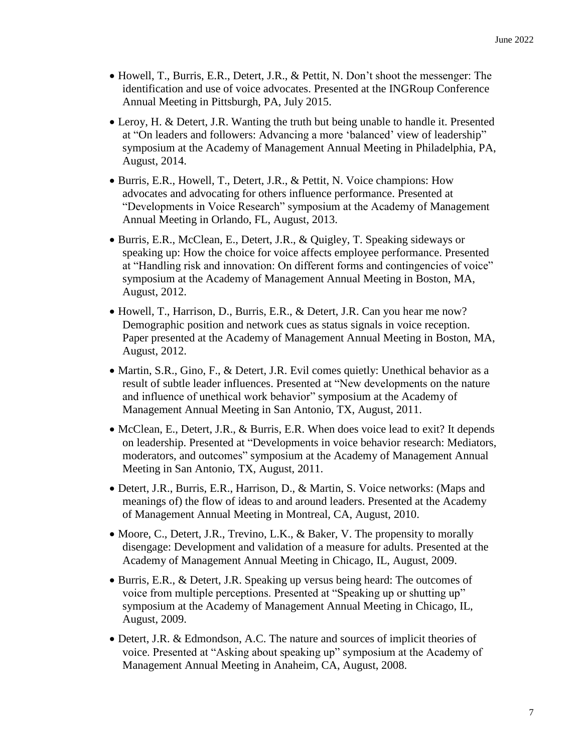- Howell, T., Burris, E.R., Detert, J.R., & Pettit, N. Don't shoot the messenger: The identification and use of voice advocates. Presented at the INGRoup Conference Annual Meeting in Pittsburgh, PA, July 2015.
- Leroy, H. & Detert, J.R. Wanting the truth but being unable to handle it. Presented at "On leaders and followers: Advancing a more 'balanced' view of leadership" symposium at the Academy of Management Annual Meeting in Philadelphia, PA, August, 2014.
- Burris, E.R., Howell, T., Detert, J.R., & Pettit, N. Voice champions: How advocates and advocating for others influence performance. Presented at "Developments in Voice Research" symposium at the Academy of Management Annual Meeting in Orlando, FL, August, 2013.
- Burris, E.R., McClean, E., Detert, J.R., & Quigley, T. Speaking sideways or speaking up: How the choice for voice affects employee performance. Presented at "Handling risk and innovation: On different forms and contingencies of voice" symposium at the Academy of Management Annual Meeting in Boston, MA, August, 2012.
- Howell, T., Harrison, D., Burris, E.R., & Detert, J.R. Can you hear me now? Demographic position and network cues as status signals in voice reception. Paper presented at the Academy of Management Annual Meeting in Boston, MA, August, 2012.
- Martin, S.R., Gino, F., & Detert, J.R. Evil comes quietly: Unethical behavior as a result of subtle leader influences. Presented at "New developments on the nature and influence of unethical work behavior" symposium at the Academy of Management Annual Meeting in San Antonio, TX, August, 2011.
- McClean, E., Detert, J.R., & Burris, E.R. When does voice lead to exit? It depends on leadership. Presented at "Developments in voice behavior research: Mediators, moderators, and outcomes" symposium at the Academy of Management Annual Meeting in San Antonio, TX, August, 2011.
- Detert, J.R., Burris, E.R., Harrison, D., & Martin, S. Voice networks: (Maps and meanings of) the flow of ideas to and around leaders. Presented at the Academy of Management Annual Meeting in Montreal, CA, August, 2010.
- Moore, C., Detert, J.R., Trevino, L.K., & Baker, V. The propensity to morally disengage: Development and validation of a measure for adults. Presented at the Academy of Management Annual Meeting in Chicago, IL, August, 2009.
- Burris, E.R., & Detert, J.R. Speaking up versus being heard: The outcomes of voice from multiple perceptions. Presented at "Speaking up or shutting up" symposium at the Academy of Management Annual Meeting in Chicago, IL, August, 2009.
- Detert, J.R. & Edmondson, A.C. The nature and sources of implicit theories of voice. Presented at "Asking about speaking up" symposium at the Academy of Management Annual Meeting in Anaheim, CA, August, 2008.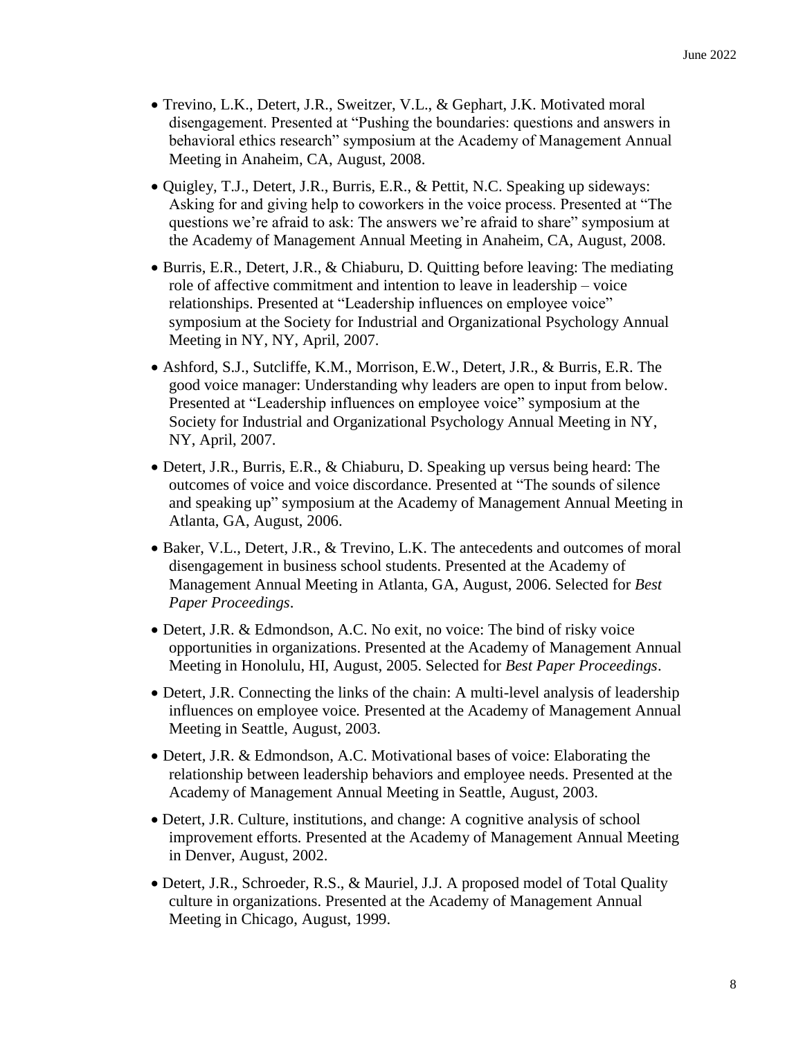- Trevino, L.K., Detert, J.R., Sweitzer, V.L., & Gephart, J.K. Motivated moral disengagement. Presented at "Pushing the boundaries: questions and answers in behavioral ethics research" symposium at the Academy of Management Annual Meeting in Anaheim, CA, August, 2008.
- Quigley, T.J., Detert, J.R., Burris, E.R., & Pettit, N.C. Speaking up sideways: Asking for and giving help to coworkers in the voice process. Presented at "The questions we're afraid to ask: The answers we're afraid to share" symposium at the Academy of Management Annual Meeting in Anaheim, CA, August, 2008.
- Burris, E.R., Detert, J.R., & Chiaburu, D. Quitting before leaving: The mediating role of affective commitment and intention to leave in leadership – voice relationships. Presented at "Leadership influences on employee voice" symposium at the Society for Industrial and Organizational Psychology Annual Meeting in NY, NY, April, 2007.
- Ashford, S.J., Sutcliffe, K.M., Morrison, E.W., Detert, J.R., & Burris, E.R. The good voice manager: Understanding why leaders are open to input from below. Presented at "Leadership influences on employee voice" symposium at the Society for Industrial and Organizational Psychology Annual Meeting in NY, NY, April, 2007.
- Detert, J.R., Burris, E.R., & Chiaburu, D. Speaking up versus being heard: The outcomes of voice and voice discordance. Presented at "The sounds of silence and speaking up" symposium at the Academy of Management Annual Meeting in Atlanta, GA, August, 2006.
- Baker, V.L., Detert, J.R., & Trevino, L.K. The antecedents and outcomes of moral disengagement in business school students. Presented at the Academy of Management Annual Meeting in Atlanta, GA, August, 2006. Selected for *Best Paper Proceedings*.
- Detert, J.R. & Edmondson, A.C. No exit, no voice: The bind of risky voice opportunities in organizations. Presented at the Academy of Management Annual Meeting in Honolulu, HI, August, 2005. Selected for *Best Paper Proceedings*.
- Detert, J.R. Connecting the links of the chain: A multi-level analysis of leadership influences on employee voice. Presented at the Academy of Management Annual Meeting in Seattle, August, 2003.
- Detert, J.R. & Edmondson, A.C. Motivational bases of voice: Elaborating the relationship between leadership behaviors and employee needs. Presented at the Academy of Management Annual Meeting in Seattle, August, 2003.
- Detert, J.R. Culture, institutions, and change: A cognitive analysis of school improvement efforts. Presented at the Academy of Management Annual Meeting in Denver, August, 2002.
- Detert, J.R., Schroeder, R.S., & Mauriel, J.J. A proposed model of Total Quality culture in organizations. Presented at the Academy of Management Annual Meeting in Chicago, August, 1999.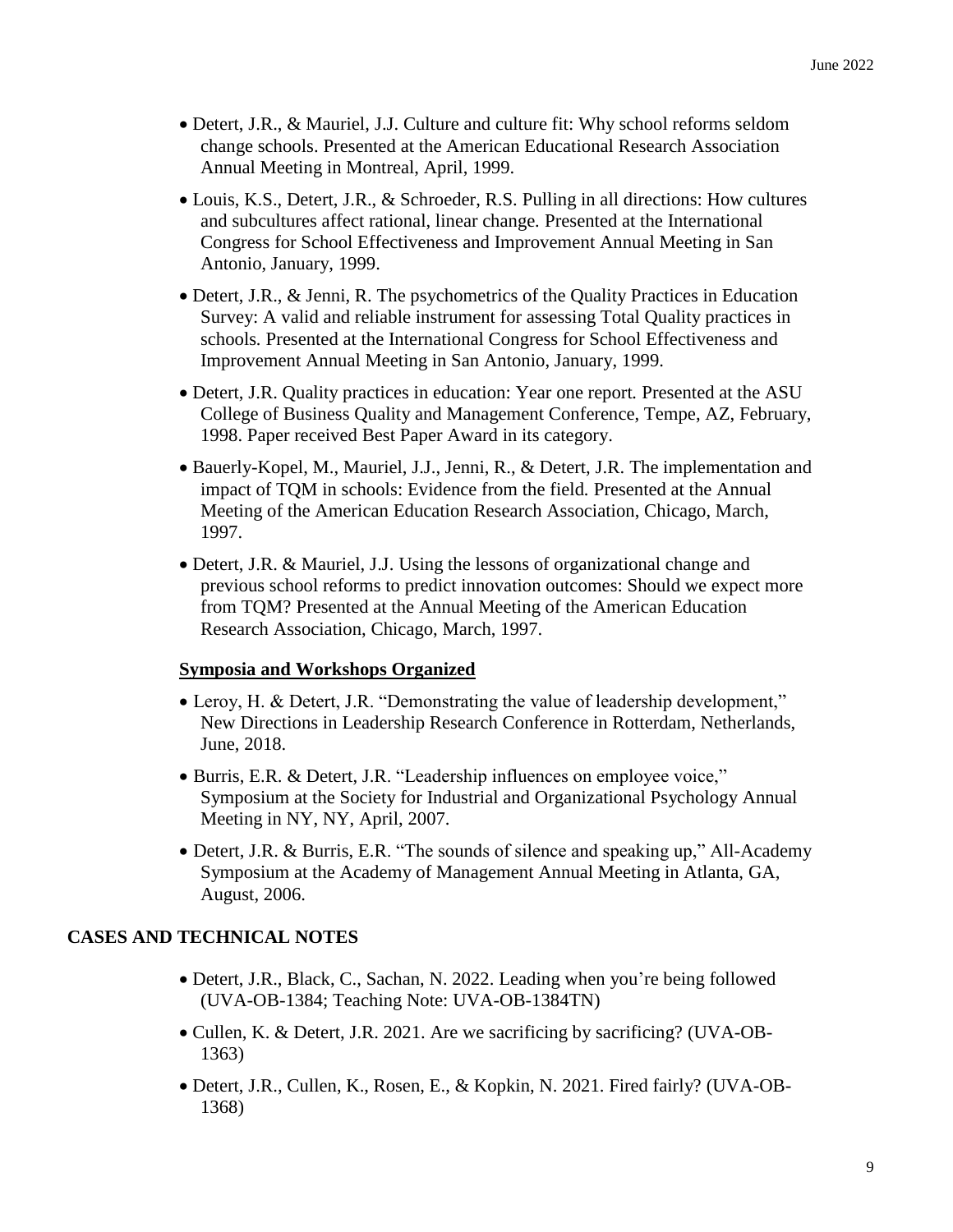- Detert, J.R., & Mauriel, J.J. Culture and culture fit: Why school reforms seldom change schools. Presented at the American Educational Research Association Annual Meeting in Montreal, April, 1999.
- Louis, K.S., Detert, J.R., & Schroeder, R.S. Pulling in all directions: How cultures and subcultures affect rational, linear change. Presented at the International Congress for School Effectiveness and Improvement Annual Meeting in San Antonio, January, 1999.
- Detert, J.R., & Jenni, R. The psychometrics of the Quality Practices in Education Survey: A valid and reliable instrument for assessing Total Quality practices in schools. Presented at the International Congress for School Effectiveness and Improvement Annual Meeting in San Antonio, January, 1999.
- Detert, J.R. Quality practices in education: Year one report. Presented at the ASU College of Business Quality and Management Conference, Tempe, AZ, February, 1998. Paper received Best Paper Award in its category.
- Bauerly-Kopel, M., Mauriel, J.J., Jenni, R., & Detert, J.R. The implementation and impact of TQM in schools: Evidence from the field. Presented at the Annual Meeting of the American Education Research Association, Chicago, March, 1997.
- Detert, J.R. & Mauriel, J.J. Using the lessons of organizational change and previous school reforms to predict innovation outcomes: Should we expect more from TQM? Presented at the Annual Meeting of the American Education Research Association, Chicago, March, 1997.

### Symposia and Workshops Organized

- Leroy, H. & Detert, J.R. "Demonstrating the value of leadership development," New Directions in Leadership Research Conference in Rotterdam, Netherlands, June, 2018.
- Burris, E.R. & Detert, J.R. "Leadership influences on employee voice," Symposium at the Society for Industrial and Organizational Psychology Annual Meeting in NY, NY, April, 2007.
- Detert, J.R. & Burris, E.R. "The sounds of silence and speaking up," All-Academy Symposium at the Academy of Management Annual Meeting in Atlanta, GA, August, 2006.

## CASES AND TECHNICAL NOTES

- Detert, J.R., Black, C., Sachan, N. 2022. Leading when you're being followed (UVA-OB-1384; Teaching Note: UVA-OB-1384TN)
- Cullen, K. & Detert, J.R. 2021. Are we sacrificing by sacrificing? (UVA-OB-1363)
- Detert, J.R., Cullen, K., Rosen, E., & Kopkin, N. 2021. Fired fairly? (UVA-OB-1368)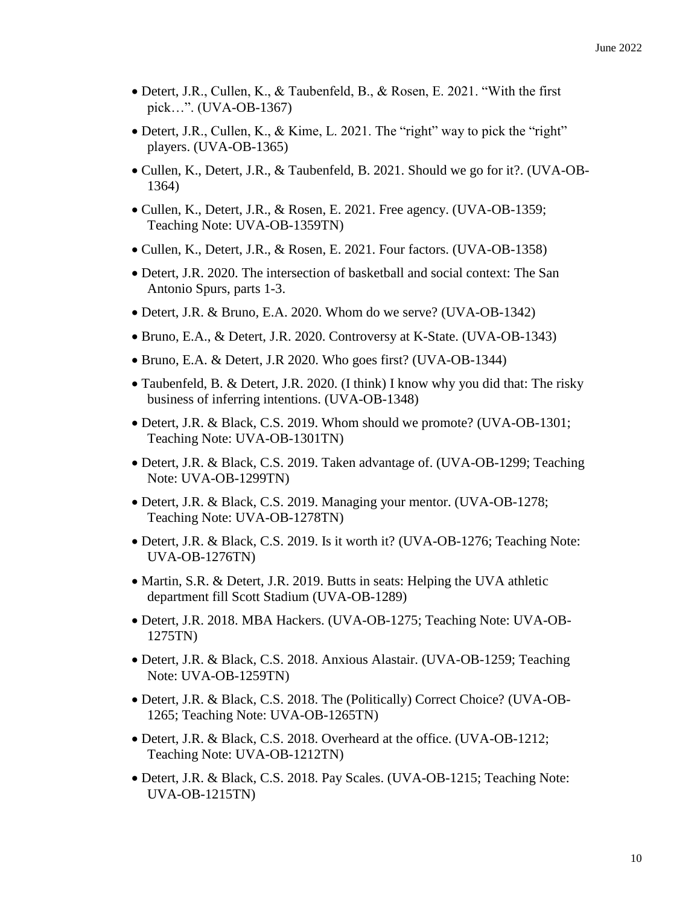- Detert, J.R., Cullen, K., & Taubenfeld, B., & Rosen, E. 2021. "With the first pick…". (UVA-OB-1367)
- Detert, J.R., Cullen, K., & Kime, L. 2021. The "right" way to pick the "right" players. (UVA-OB-1365)
- Cullen, K., Detert, J.R., & Taubenfeld, B. 2021. Should we go for it?. (UVA-OB-1364)
- Cullen, K., Detert, J.R., & Rosen, E. 2021. Free agency. (UVA-OB-1359; Teaching Note: UVA-OB-1359TN)
- Cullen, K., Detert, J.R., & Rosen, E. 2021. Four factors. (UVA-OB-1358)
- Detert, J.R. 2020. The intersection of basketball and social context: The San Antonio Spurs, parts 1-3.
- Detert, J.R. & Bruno, E.A. 2020. Whom do we serve? (UVA-OB-1342)
- Bruno, E.A., & Detert, J.R. 2020. Controversy at K-State. (UVA-OB-1343)
- Bruno, E.A. & Detert, J.R 2020. Who goes first? (UVA-OB-1344)
- Taubenfeld, B. & Detert, J.R. 2020. (I think) I know why you did that: The risky business of inferring intentions. (UVA-OB-1348)
- Detert, J.R. & Black, C.S. 2019. Whom should we promote? (UVA-OB-1301; Teaching Note: UVA-OB-1301TN)
- Detert, J.R. & Black, C.S. 2019. Taken advantage of. (UVA-OB-1299; Teaching Note: UVA-OB-1299TN)
- Detert, J.R. & Black, C.S. 2019. Managing your mentor. (UVA-OB-1278; Teaching Note: UVA-OB-1278TN)
- Detert, J.R. & Black, C.S. 2019. Is it worth it? (UVA-OB-1276; Teaching Note: UVA-OB-1276TN)
- Martin, S.R. & Detert, J.R. 2019. Butts in seats: Helping the UVA athletic department fill Scott Stadium (UVA-OB-1289)
- Detert, J.R. 2018. MBA Hackers. (UVA-OB-1275; Teaching Note: UVA-OB-1275TN)
- Detert, J.R. & Black, C.S. 2018. Anxious Alastair. (UVA-OB-1259; Teaching Note: UVA-OB-1259TN)
- Detert, J.R. & Black, C.S. 2018. The (Politically) Correct Choice? (UVA-OB-1265; Teaching Note: UVA-OB-1265TN)
- Detert, J.R. & Black, C.S. 2018. Overheard at the office. (UVA-OB-1212; Teaching Note: UVA-OB-1212TN)
- Detert, J.R. & Black, C.S. 2018. Pay Scales. (UVA-OB-1215; Teaching Note: UVA-OB-1215TN)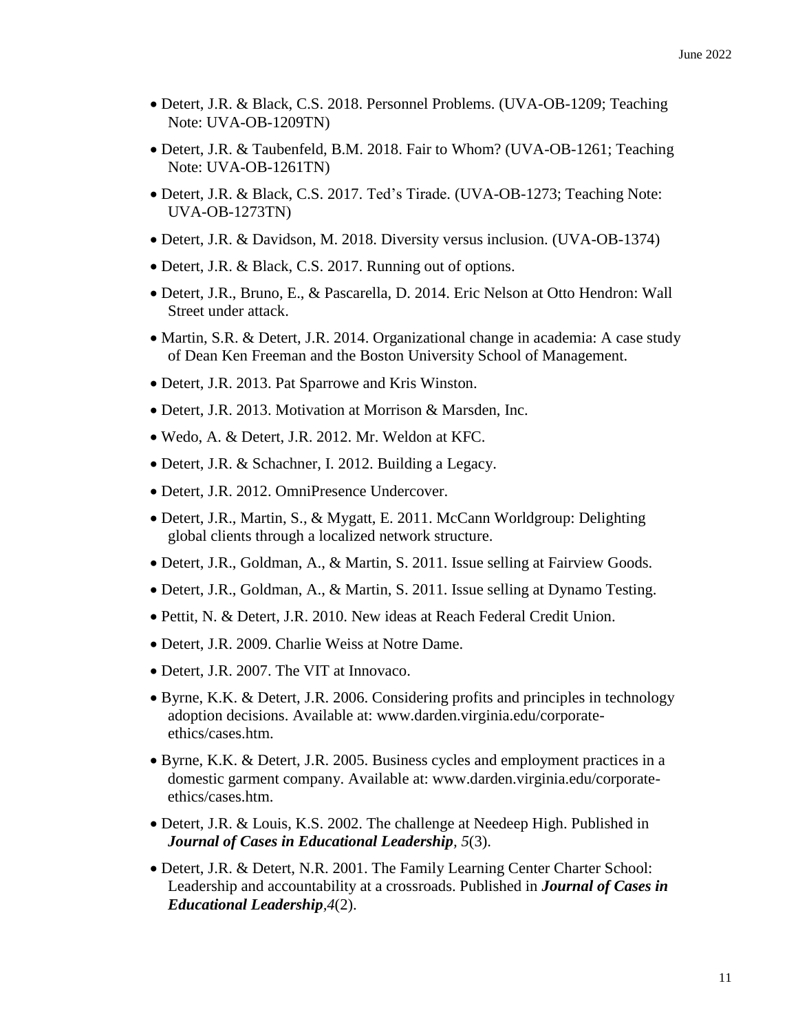- Detert, J.R. & Black, C.S. 2018. Personnel Problems. (UVA-OB-1209; Teaching Note: UVA-OB-1209TN)
- Detert, J.R. & Taubenfeld, B.M. 2018. Fair to Whom? (UVA-OB-1261; Teaching Note: UVA-OB-1261TN)
- Detert, J.R. & Black, C.S. 2017. Ted's Tirade. (UVA-OB-1273; Teaching Note: UVA-OB-1273TN)
- Detert, J.R. & Davidson, M. 2018. Diversity versus inclusion. (UVA-OB-1374)
- Detert, J.R. & Black, C.S. 2017. Running out of options.
- Detert, J.R., Bruno, E., & Pascarella, D. 2014. Eric Nelson at Otto Hendron: Wall Street under attack.
- Martin, S.R. & Detert, J.R. 2014. Organizational change in academia: A case study of Dean Ken Freeman and the Boston University School of Management.
- Detert, J.R. 2013. Pat Sparrowe and Kris Winston.
- Detert, J.R. 2013. Motivation at Morrison & Marsden, Inc.
- Wedo, A. & Detert, J.R. 2012. Mr. Weldon at KFC.
- Detert, J.R. & Schachner, I. 2012. Building a Legacy.
- Detert, J.R. 2012. OmniPresence Undercover.
- Detert, J.R., Martin, S., & Mygatt, E. 2011. McCann Worldgroup: Delighting global clients through a localized network structure.
- Detert, J.R., Goldman, A., & Martin, S. 2011. Issue selling at Fairview Goods.
- Detert, J.R., Goldman, A., & Martin, S. 2011. Issue selling at Dynamo Testing.
- Pettit, N. & Detert, J.R. 2010. New ideas at Reach Federal Credit Union.
- Detert, J.R. 2009. Charlie Weiss at Notre Dame.
- Detert, J.R. 2007. The VIT at Innovaco.
- Byrne, K.K. & Detert, J.R. 2006. Considering profits and principles in technology adoption decisions. Available at: www.darden.virginia.edu/corporate-ethics/cases.htm.
- Byrne, K.K. & Detert, J.R. 2005. Business cycles and employment practices in a domestic garment company. Available at: www.darden.virginia.edu/corporate-ethics/cases.htm.
- Detert, J.R. & Louis, K.S. 2002. The challenge at Needeep High. Published in ***Journal of Cases in Educational Leadership***, *5*(3).
- Detert, J.R. & Detert, N.R. 2001. The Family Learning Center Charter School: Leadership and accountability at a crossroads. Published in ***Journal of Cases in Educational Leadership***,*4*(2).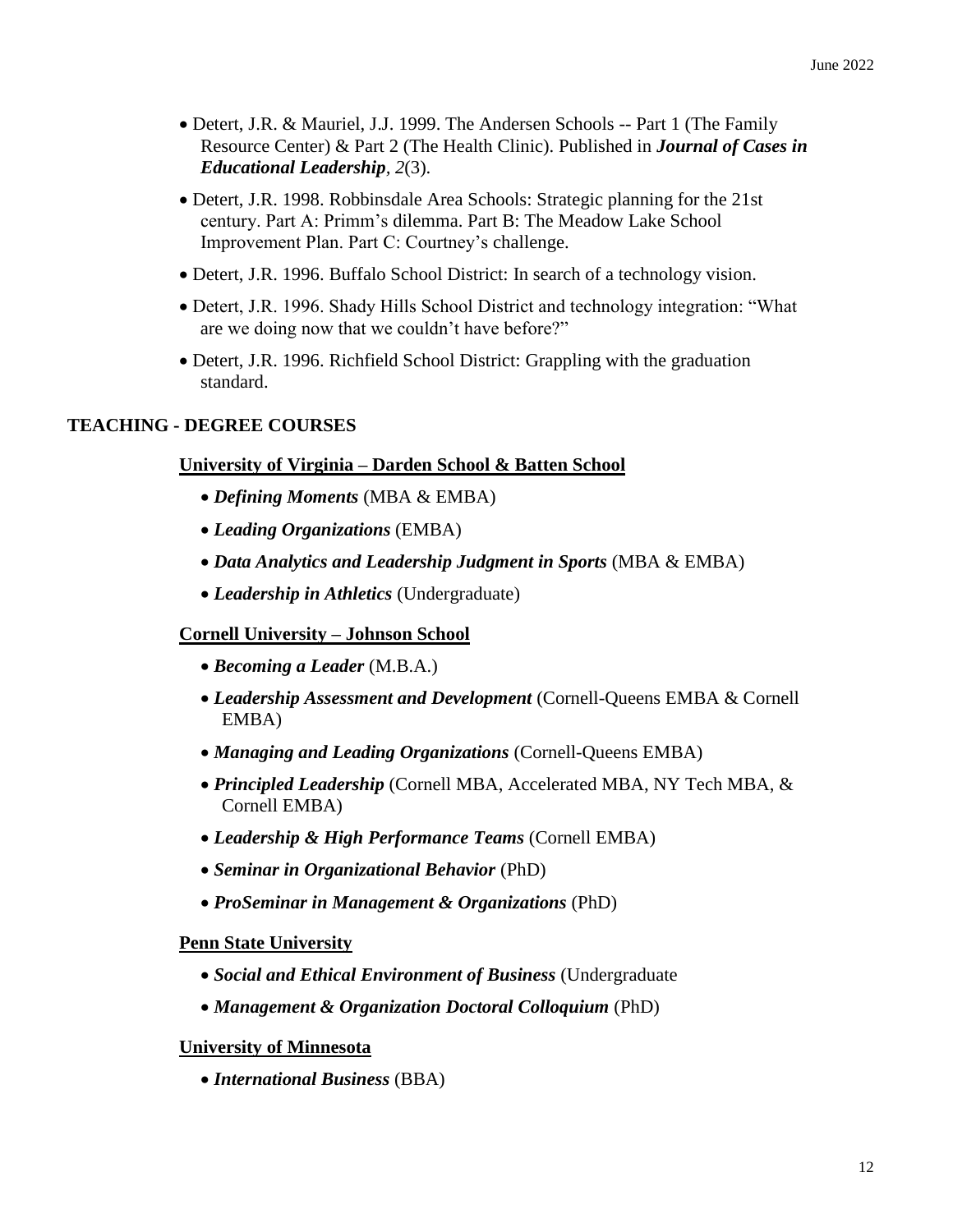- Detert, J.R. & Mauriel, J.J. 1999. The Andersen Schools -- Part 1 (The Family Resource Center) & Part 2 (The Health Clinic). Published in ***Journal of Cases in Educational Leadership***, *2*(3).
- Detert, J.R. 1998. Robbinsdale Area Schools: Strategic planning for the 21st century. Part A: Primm's dilemma. Part B: The Meadow Lake School Improvement Plan. Part C: Courtney's challenge.
- Detert, J.R. 1996. Buffalo School District: In search of a technology vision.
- Detert, J.R. 1996. Shady Hills School District and technology integration: "What are we doing now that we couldn't have before?"
- Detert, J.R. 1996. Richfield School District: Grappling with the graduation standard.

## TEACHING - DEGREE COURSES

### University of Virginia – Darden School & Batten School

- ***Defining Moments*** (MBA & EMBA)
- ***Leading Organizations*** (EMBA)
- ***Data Analytics and Leadership Judgment in Sports*** (MBA & EMBA)
- ***Leadership in Athletics*** (Undergraduate)

### Cornell University – Johnson School

- ***Becoming a Leader*** (M.B.A.)
- ***Leadership Assessment and Development*** (Cornell-Queens EMBA & Cornell EMBA)
- ***Managing and Leading Organizations*** (Cornell-Queens EMBA)
- ***Principled Leadership*** (Cornell MBA, Accelerated MBA, NY Tech MBA, & Cornell EMBA)
- ***Leadership & High Performance Teams*** (Cornell EMBA)
- ***Seminar in Organizational Behavior*** (PhD)
- ***ProSeminar in Management & Organizations*** (PhD)

### Penn State University

- ***Social and Ethical Environment of Business*** (Undergraduate
- ***Management & Organization Doctoral Colloquium*** (PhD)

### University of Minnesota

- ***International Business*** (BBA)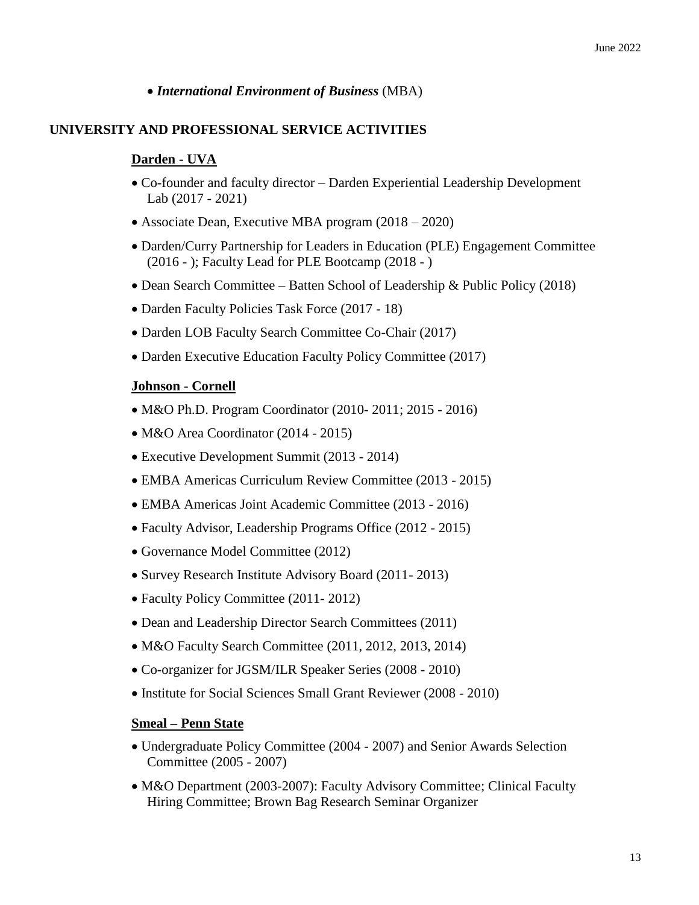- ***International Environment of Business*** (MBA)

## UNIVERSITY AND PROFESSIONAL SERVICE ACTIVITIES

### Darden - UVA

- Co-founder and faculty director – Darden Experiential Leadership Development Lab (2017 - 2021)
- Associate Dean, Executive MBA program (2018 – 2020)
- Darden/Curry Partnership for Leaders in Education (PLE) Engagement Committee (2016 - ); Faculty Lead for PLE Bootcamp (2018 - )
- Dean Search Committee – Batten School of Leadership & Public Policy (2018)
- Darden Faculty Policies Task Force (2017 - 18)
- Darden LOB Faculty Search Committee Co-Chair (2017)
- Darden Executive Education Faculty Policy Committee (2017)

### Johnson - Cornell

- M&O Ph.D. Program Coordinator (2010- 2011; 2015 - 2016)
- M&O Area Coordinator (2014 - 2015)
- Executive Development Summit (2013 - 2014)
- EMBA Americas Curriculum Review Committee (2013 - 2015)
- EMBA Americas Joint Academic Committee (2013 - 2016)
- Faculty Advisor, Leadership Programs Office (2012 - 2015)
- Governance Model Committee (2012)
- Survey Research Institute Advisory Board (2011- 2013)
- Faculty Policy Committee (2011- 2012)
- Dean and Leadership Director Search Committees (2011)
- M&O Faculty Search Committee (2011, 2012, 2013, 2014)
- Co-organizer for JGSM/ILR Speaker Series (2008 - 2010)
- Institute for Social Sciences Small Grant Reviewer (2008 - 2010)

### Smeal – Penn State

- Undergraduate Policy Committee (2004 - 2007) and Senior Awards Selection Committee (2005 - 2007)
- M&O Department (2003-2007): Faculty Advisory Committee; Clinical Faculty Hiring Committee; Brown Bag Research Seminar Organizer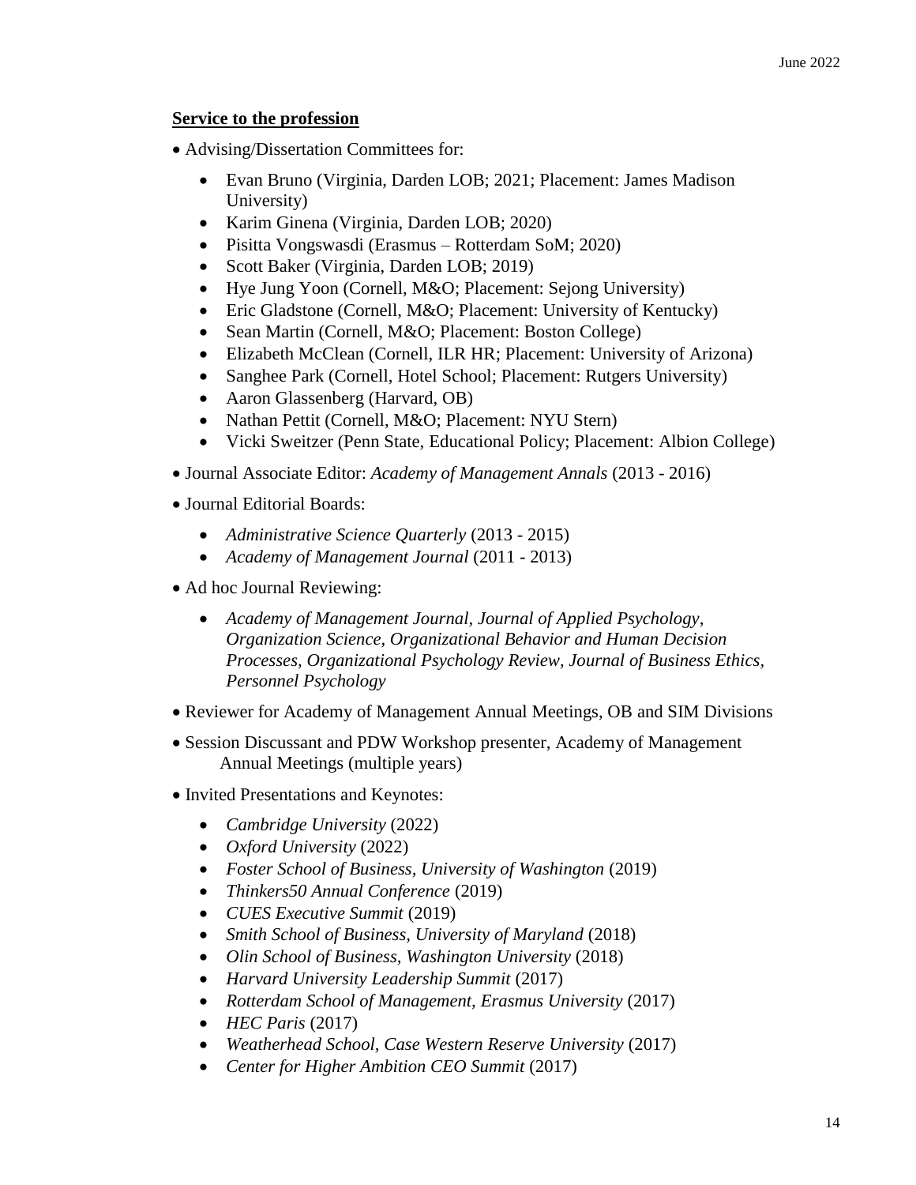**Service to the profession**

- Advising/Dissertation Committees for:
  - Evan Bruno (Virginia, Darden LOB; 2021; Placement: James Madison University)
  - Karim Ginena (Virginia, Darden LOB; 2020)
  - Pisitta Vongswasdi (Erasmus – Rotterdam SoM; 2020)
  - Scott Baker (Virginia, Darden LOB; 2019)
  - Hye Jung Yoon (Cornell, M&O; Placement: Sejong University)
  - Eric Gladstone (Cornell, M&O; Placement: University of Kentucky)
  - Sean Martin (Cornell, M&O; Placement: Boston College)
  - Elizabeth McClean (Cornell, ILR HR; Placement: University of Arizona)
  - Sanghee Park (Cornell, Hotel School; Placement: Rutgers University)
  - Aaron Glassenberg (Harvard, OB)
  - Nathan Pettit (Cornell, M&O; Placement: NYU Stern)
  - Vicki Sweitzer (Penn State, Educational Policy; Placement: Albion College)
- Journal Associate Editor: *Academy of Management Annals* (2013 - 2016)
- Journal Editorial Boards:
  - *Administrative Science Quarterly* (2013 - 2015)
  - *Academy of Management Journal* (2011 - 2013)
- Ad hoc Journal Reviewing:
  - *Academy of Management Journal, Journal of Applied Psychology, Organization Science, Organizational Behavior and Human Decision Processes, Organizational Psychology Review, Journal of Business Ethics, Personnel Psychology*
- Reviewer for Academy of Management Annual Meetings, OB and SIM Divisions
- Session Discussant and PDW Workshop presenter, Academy of Management Annual Meetings (multiple years)
- Invited Presentations and Keynotes:
  - *Cambridge University* (2022)
  - *Oxford University* (2022)
  - *Foster School of Business, University of Washington* (2019)
  - *Thinkers50 Annual Conference* (2019)
  - *CUES Executive Summit* (2019)
  - *Smith School of Business, University of Maryland* (2018)
  - *Olin School of Business, Washington University* (2018)
  - *Harvard University Leadership Summit* (2017)
  - *Rotterdam School of Management, Erasmus University* (2017)
  - *HEC Paris* (2017)
  - *Weatherhead School, Case Western Reserve University* (2017)
  - *Center for Higher Ambition CEO Summit* (2017)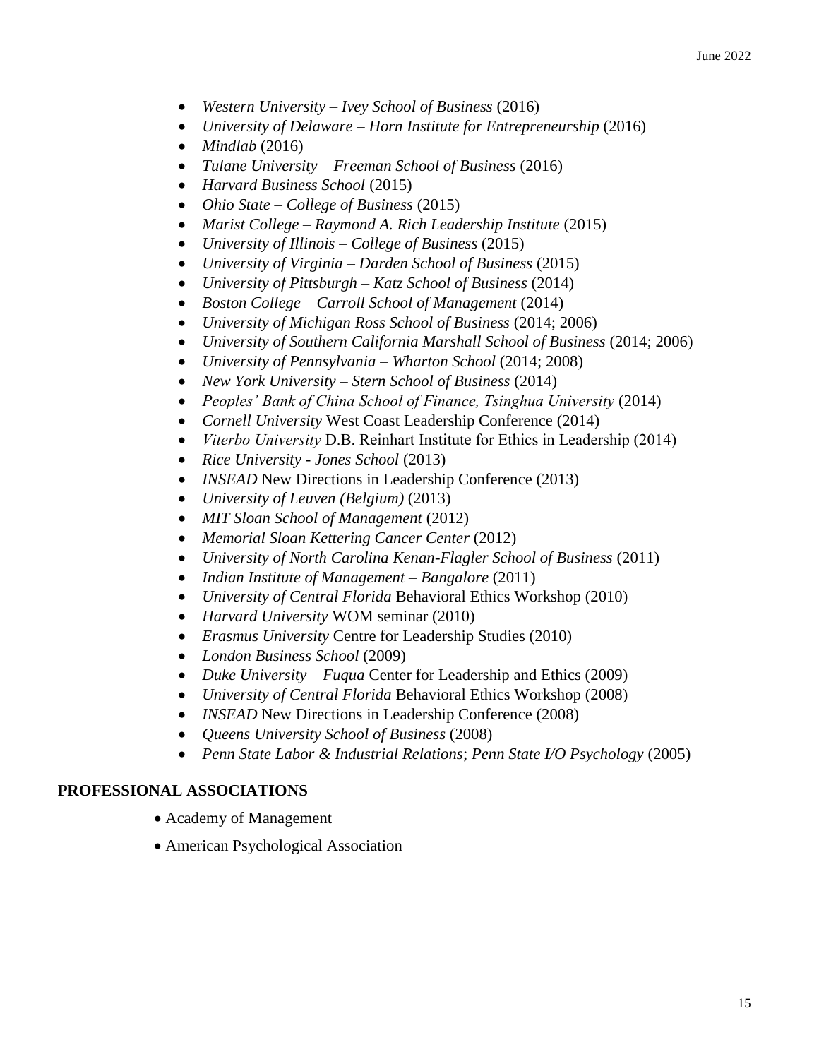- *Western University – Ivey School of Business* (2016)
- *University of Delaware – Horn Institute for Entrepreneurship* (2016)
- *Mindlab* (2016)
- *Tulane University – Freeman School of Business* (2016)
- *Harvard Business School* (2015)
- *Ohio State – College of Business* (2015)
- *Marist College – Raymond A. Rich Leadership Institute* (2015)
- *University of Illinois – College of Business* (2015)
- *University of Virginia – Darden School of Business* (2015)
- *University of Pittsburgh – Katz School of Business* (2014)
- *Boston College – Carroll School of Management* (2014)
- *University of Michigan Ross School of Business* (2014; 2006)
- *University of Southern California Marshall School of Business* (2014; 2006)
- *University of Pennsylvania – Wharton School* (2014; 2008)
- *New York University – Stern School of Business* (2014)
- *Peoples' Bank of China School of Finance, Tsinghua University* (2014)
- *Cornell University* West Coast Leadership Conference (2014)
- *Viterbo University* D.B. Reinhart Institute for Ethics in Leadership (2014)
- *Rice University - Jones School* (2013)
- *INSEAD* New Directions in Leadership Conference (2013)
- *University of Leuven (Belgium)* (2013)
- *MIT Sloan School of Management* (2012)
- *Memorial Sloan Kettering Cancer Center* (2012)
- *University of North Carolina Kenan-Flagler School of Business* (2011)
- *Indian Institute of Management – Bangalore* (2011)
- *University of Central Florida* Behavioral Ethics Workshop (2010)
- *Harvard University* WOM seminar (2010)
- *Erasmus University* Centre for Leadership Studies (2010)
- *London Business School* (2009)
- *Duke University – Fuqua* Center for Leadership and Ethics (2009)
- *University of Central Florida* Behavioral Ethics Workshop (2008)
- *INSEAD* New Directions in Leadership Conference (2008)
- *Queens University School of Business* (2008)
- *Penn State Labor & Industrial Relations*; *Penn State I/O Psychology* (2005)

## PROFESSIONAL ASSOCIATIONS

- Academy of Management
- American Psychological Association